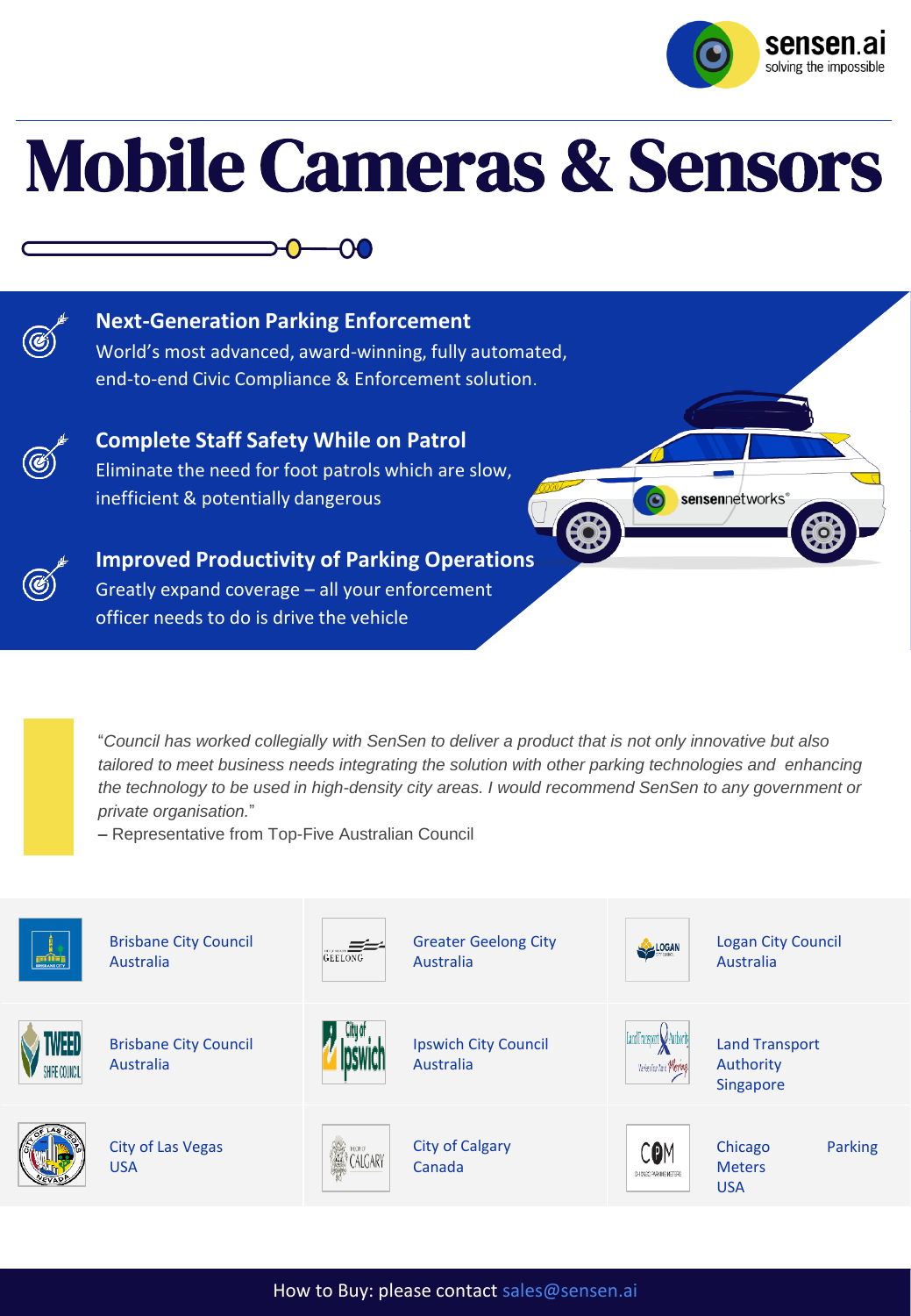# Mobile Cameras & Sensors

### Next-Generation Parking Enforcement

World's most advanced, award-winning, fully automated, end-to-end Civic Compliance & Enforcement solution.

### Complete Staff Safety While on Patrol

Eliminate the need for foot patrols which are slow, inefficient & potentially dangerous

### Improved Productivity of Parking Operations

Greatly expand coverage – all your enforcement officer needs to do is drive the vehicle

"*Council has worked collegially with SenSen to deliver a product that is not only innovative but also tailored to meet business needs integrating the solution with other parking technologies and enhancing the technology to be used in high-density city areas. I would recommend SenSen to any government or private organisation.*"
– Representative from Top-Five Australian Council

| | | |
|---|---|---|
| Brisbane City Council, Australia | Greater Geelong City, Australia | Logan City Council, Australia |
| Brisbane City Council, Australia | Ipswich City Council, Australia | Land Transport Authority, Singapore |
| City of Las Vegas, USA | City of Calgary, Canada | Chicago Parking Meters, USA |

How to Buy: please contact sales@sensen.ai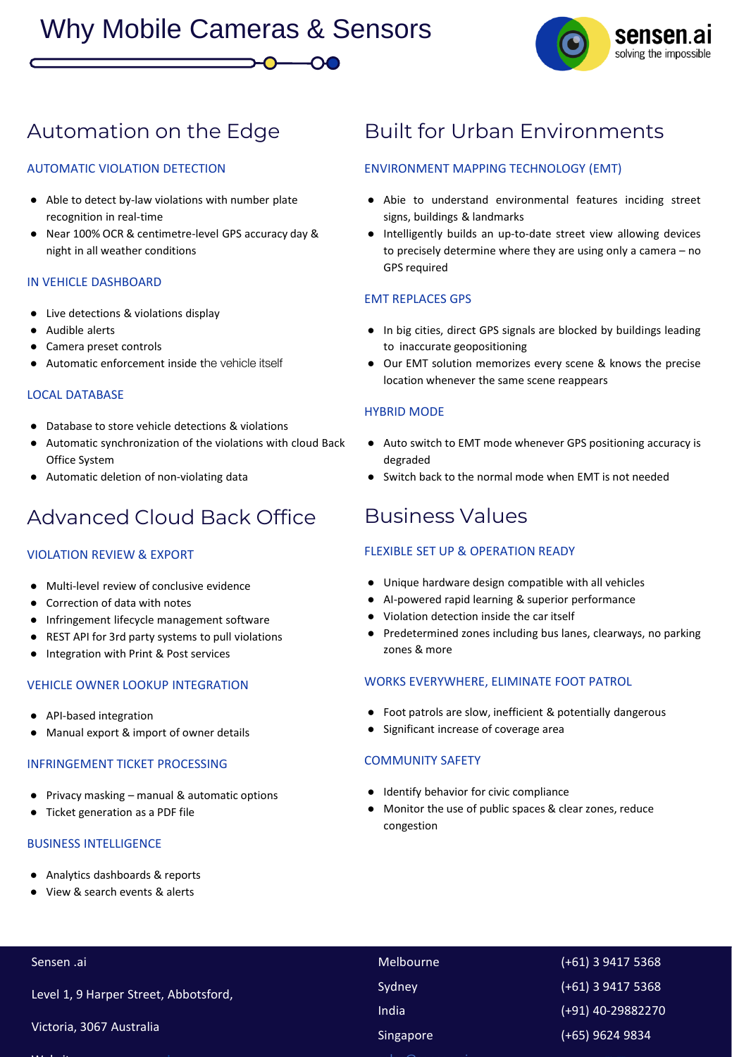# Why Mobile Cameras & Sensors

## Automation on the Edge

### AUTOMATIC VIOLATION DETECTION

- Able to detect by-law violations with number plate recognition in real-time
- Near 100% OCR & centimetre-level GPS accuracy day & night in all weather conditions

### IN VEHICLE DASHBOARD

- Live detections & violations display
- Audible alerts
- Camera preset controls
- Automatic enforcement inside the vehicle itself

### LOCAL DATABASE

- Database to store vehicle detections & violations
- Automatic synchronization of the violations with cloud Back Office System
- Automatic deletion of non-violating data

## Advanced Cloud Back Office

### VIOLATION REVIEW & EXPORT

- Multi-level review of conclusive evidence
- Correction of data with notes
- Infringement lifecycle management software
- REST API for 3rd party systems to pull violations
- Integration with Print & Post services

### VEHICLE OWNER LOOKUP INTEGRATION

- API-based integration
- Manual export & import of owner details

### INFRINGEMENT TICKET PROCESSING

- Privacy masking – manual & automatic options
- Ticket generation as a PDF file

### BUSINESS INTELLIGENCE

- Analytics dashboards & reports
- View & search events & alerts

## Built for Urban Environments

### ENVIRONMENT MAPPING TECHNOLOGY (EMT)

- Abie to understand environmental features inciding street signs, buildings & landmarks
- Intelligently builds an up-to-date street view allowing devices to precisely determine where they are using only a camera – no GPS required

### EMT REPLACES GPS

- In big cities, direct GPS signals are blocked by buildings leading to inaccurate geopositioning
- Our EMT solution memorizes every scene & knows the precise location whenever the same scene reappears

### HYBRID MODE

- Auto switch to EMT mode whenever GPS positioning accuracy is degraded
- Switch back to the normal mode when EMT is not needed

## Business Values

### FLEXIBLE SET UP & OPERATION READY

- Unique hardware design compatible with all vehicles
- AI-powered rapid learning & superior performance
- Violation detection inside the car itself
- Predetermined zones including bus lanes, clearways, no parking zones & more

### WORKS EVERYWHERE, ELIMINATE FOOT PATROL

- Foot patrols are slow, inefficient & potentially dangerous
- Significant increase of coverage area

### COMMUNITY SAFETY

- Identify behavior for civic compliance
- Monitor the use of public spaces & clear zones, reduce congestion

Sensen .ai

Level 1, 9 Harper Street, Abbotsford,

Victoria, 3067 Australia

| | |
|---|---|
| Melbourne | (+61) 3 9417 5368 |
| Sydney | (+61) 3 9417 5368 |
| India | (+91) 40-29882270 |
| Singapore | (+65) 9624 9834 |